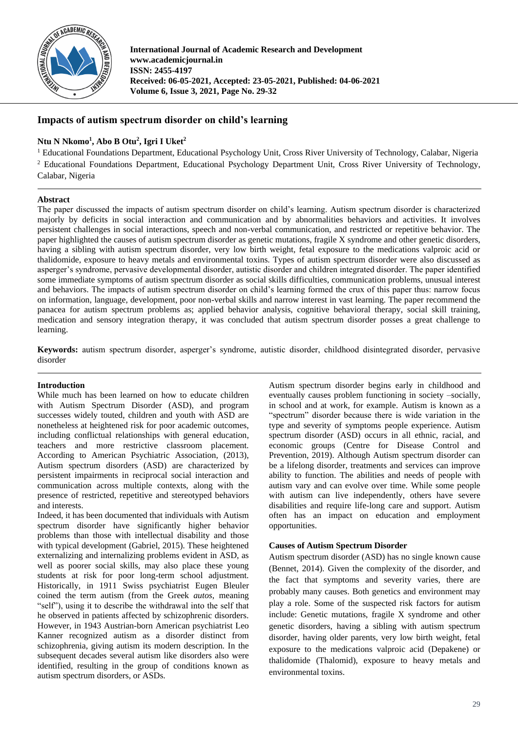International Journal of Academic Research and Development
www.academicjournal.in
ISSN: 2455-4197
Received: 06-05-2021, Accepted: 23-05-2021, Published: 04-06-2021
Volume 6, Issue 3, 2021, Page No. 29-32

# Impacts of autism spectrum disorder on child's learning

**Ntu N Nkomo[1], Abo B Otu[2], Igri I Uket[2]**

[1] Educational Foundations Department, Educational Psychology Unit, Cross River University of Technology, Calabar, Nigeria
[2] Educational Foundations Department, Educational Psychology Department Unit, Cross River University of Technology, Calabar, Nigeria

## Abstract

The paper discussed the impacts of autism spectrum disorder on child's learning. Autism spectrum disorder is characterized majorly by deficits in social interaction and communication and by abnormalities behaviors and activities. It involves persistent challenges in social interactions, speech and non-verbal communication, and restricted or repetitive behavior. The paper highlighted the causes of autism spectrum disorder as genetic mutations, fragile X syndrome and other genetic disorders, having a sibling with autism spectrum disorder, very low birth weight, fetal exposure to the medications valproic acid or thalidomide, exposure to heavy metals and environmental toxins. Types of autism spectrum disorder were also discussed as asperger's syndrome, pervasive developmental disorder, autistic disorder and children integrated disorder. The paper identified some immediate symptoms of autism spectrum disorder as social skills difficulties, communication problems, unusual interest and behaviors. The impacts of autism spectrum disorder on child's learning formed the crux of this paper thus: narrow focus on information, language, development, poor non-verbal skills and narrow interest in vast learning. The paper recommend the panacea for autism spectrum problems as; applied behavior analysis, cognitive behavioral therapy, social skill training, medication and sensory integration therapy, it was concluded that autism spectrum disorder posses a great challenge to learning.

**Keywords:** autism spectrum disorder, asperger's syndrome, autistic disorder, childhood disintegrated disorder, pervasive disorder

## Introduction

While much has been learned on how to educate children with Autism Spectrum Disorder (ASD), and program successes widely touted, children and youth with ASD are nonetheless at heightened risk for poor academic outcomes, including conflictual relationships with general education, teachers and more restrictive classroom placement. According to American Psychiatric Association, (2013), Autism spectrum disorders (ASD) are characterized by persistent impairments in reciprocal social interaction and communication across multiple contexts, along with the presence of restricted, repetitive and stereotyped behaviors and interests.

Indeed, it has been documented that individuals with Autism spectrum disorder have significantly higher behavior problems than those with intellectual disability and those with typical development (Gabriel, 2015). These heightened externalizing and internalizing problems evident in ASD, as well as poorer social skills, may also place these young students at risk for poor long-term school adjustment. Historically, in 1911 Swiss psychiatrist Eugen Bleuler coined the term autism (from the Greek *autos*, meaning "self"), using it to describe the withdrawal into the self that he observed in patients affected by schizophrenic disorders. However, in 1943 Austrian-born American psychiatrist Leo Kanner recognized autism as a disorder distinct from schizophrenia, giving autism its modern description. In the subsequent decades several autism like disorders also were identified, resulting in the group of conditions known as autism spectrum disorders, or ASDs.

Autism spectrum disorder begins early in childhood and eventually causes problem functioning in society –socially, in school and at work, for example. Autism is known as a "spectrum" disorder because there is wide variation in the type and severity of symptoms people experience. Autism spectrum disorder (ASD) occurs in all ethnic, racial, and economic groups (Centre for Disease Control and Prevention, 2019). Although Autism spectrum disorder can be a lifelong disorder, treatments and services can improve ability to function. The abilities and needs of people with autism vary and can evolve over time. While some people with autism can live independently, others have severe disabilities and require life-long care and support. Autism often has an impact on education and employment opportunities.

## Causes of Autism Spectrum Disorder

Autism spectrum disorder (ASD) has no single known cause (Bennet, 2014). Given the complexity of the disorder, and the fact that symptoms and severity varies, there are probably many causes. Both genetics and environment may play a role. Some of the suspected risk factors for autism include: Genetic mutations, fragile X syndrome and other genetic disorders, having a sibling with autism spectrum disorder, having older parents, very low birth weight, fetal exposure to the medications valproic acid (Depakene) or thalidomide (Thalomid), exposure to heavy metals and environmental toxins.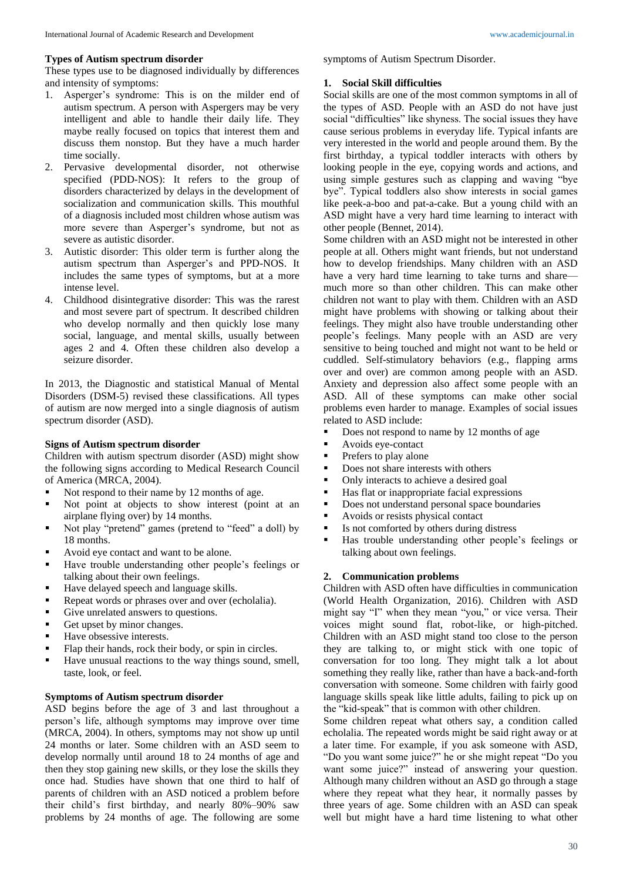### Types of Autism spectrum disorder

These types use to be diagnosed individually by differences and intensity of symptoms:

1. Asperger's syndrome: This is on the milder end of autism spectrum. A person with Aspergers may be very intelligent and able to handle their daily life. They maybe really focused on topics that interest them and discuss them nonstop. But they have a much harder time socially.
2. Pervasive developmental disorder, not otherwise specified (PDD-NOS): It refers to the group of disorders characterized by delays in the development of socialization and communication skills. This mouthful of a diagnosis included most children whose autism was more severe than Asperger's syndrome, but not as severe as autistic disorder.
3. Autistic disorder: This older term is further along the autism spectrum than Asperger's and PPD-NOS. It includes the same types of symptoms, but at a more intense level.
4. Childhood disintegrative disorder: This was the rarest and most severe part of spectrum. It described children who develop normally and then quickly lose many social, language, and mental skills, usually between ages 2 and 4. Often these children also develop a seizure disorder.

In 2013, the Diagnostic and statistical Manual of Mental Disorders (DSM-5) revised these classifications. All types of autism are now merged into a single diagnosis of autism spectrum disorder (ASD).

### Signs of Autism spectrum disorder

Children with autism spectrum disorder (ASD) might show the following signs according to Medical Research Council of America (MRCA, 2004).

- Not respond to their name by 12 months of age.
- Not point at objects to show interest (point at an airplane flying over) by 14 months.
- Not play "pretend" games (pretend to "feed" a doll) by 18 months.
- Avoid eye contact and want to be alone.
- Have trouble understanding other people's feelings or talking about their own feelings.
- Have delayed speech and language skills.
- Repeat words or phrases over and over (echolalia).
- Give unrelated answers to questions.
- Get upset by minor changes.
- Have obsessive interests.
- Flap their hands, rock their body, or spin in circles.
- Have unusual reactions to the way things sound, smell, taste, look, or feel.

### Symptoms of Autism spectrum disorder

ASD begins before the age of 3 and last throughout a person's life, although symptoms may improve over time (MRCA, 2004). In others, symptoms may not show up until 24 months or later. Some children with an ASD seem to develop normally until around 18 to 24 months of age and then they stop gaining new skills, or they lose the skills they once had. Studies have shown that one third to half of parents of children with an ASD noticed a problem before their child's first birthday, and nearly 80%–90% saw problems by 24 months of age. The following are some symptoms of Autism Spectrum Disorder.

#### 1. Social Skill difficulties

Social skills are one of the most common symptoms in all of the types of ASD. People with an ASD do not have just social "difficulties" like shyness. The social issues they have cause serious problems in everyday life. Typical infants are very interested in the world and people around them. By the first birthday, a typical toddler interacts with others by looking people in the eye, copying words and actions, and using simple gestures such as clapping and waving "bye bye". Typical toddlers also show interests in social games like peek-a-boo and pat-a-cake. But a young child with an ASD might have a very hard time learning to interact with other people (Bennet, 2014).

Some children with an ASD might not be interested in other people at all. Others might want friends, but not understand how to develop friendships. Many children with an ASD have a very hard time learning to take turns and share—much more so than other children. This can make other children not want to play with them. Children with an ASD might have problems with showing or talking about their feelings. They might also have trouble understanding other people's feelings. Many people with an ASD are very sensitive to being touched and might not want to be held or cuddled. Self-stimulatory behaviors (e.g., flapping arms over and over) are common among people with an ASD. Anxiety and depression also affect some people with an ASD. All of these symptoms can make other social problems even harder to manage. Examples of social issues related to ASD include:

- Does not respond to name by 12 months of age
- Avoids eye-contact
- Prefers to play alone
- Does not share interests with others
- Only interacts to achieve a desired goal
- Has flat or inappropriate facial expressions
- Does not understand personal space boundaries
- Avoids or resists physical contact
- Is not comforted by others during distress
- Has trouble understanding other people's feelings or talking about own feelings.

#### 2. Communication problems

Children with ASD often have difficulties in communication (World Health Organization, 2016). Children with ASD might say "I" when they mean "you," or vice versa. Their voices might sound flat, robot-like, or high-pitched. Children with an ASD might stand too close to the person they are talking to, or might stick with one topic of conversation for too long. They might talk a lot about something they really like, rather than have a back-and-forth conversation with someone. Some children with fairly good language skills speak like little adults, failing to pick up on the "kid-speak" that is common with other children.

Some children repeat what others say, a condition called echolalia. The repeated words might be said right away or at a later time. For example, if you ask someone with ASD, "Do you want some juice?" he or she might repeat "Do you want some juice?" instead of answering your question. Although many children without an ASD go through a stage where they repeat what they hear, it normally passes by three years of age. Some children with an ASD can speak well but might have a hard time listening to what other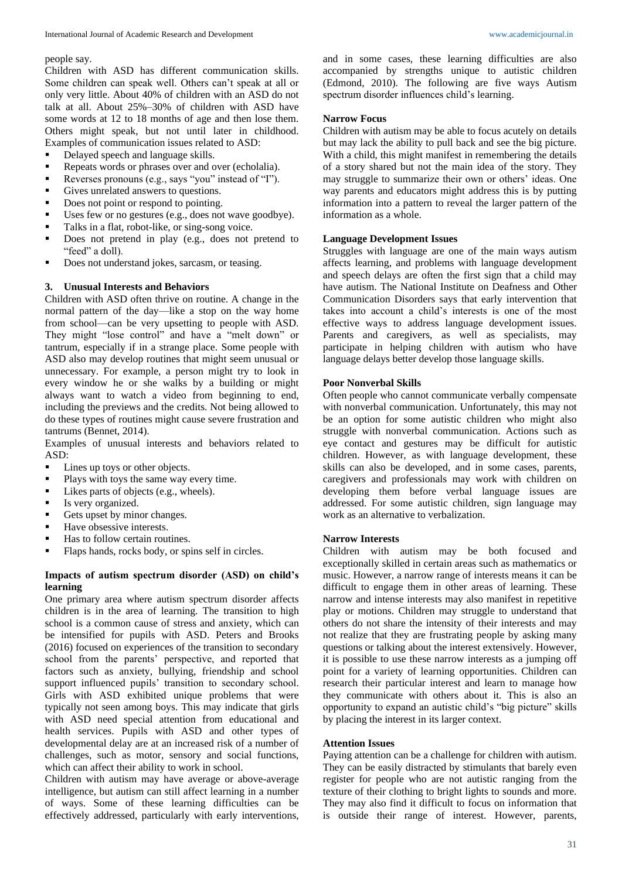people say.

Children with ASD has different communication skills. Some children can speak well. Others can't speak at all or only very little. About 40% of children with an ASD do not talk at all. About 25%–30% of children with ASD have some words at 12 to 18 months of age and then lose them. Others might speak, but not until later in childhood. Examples of communication issues related to ASD:

- Delayed speech and language skills.
- Repeats words or phrases over and over (echolalia).
- Reverses pronouns (e.g., says "you" instead of "I").
- Gives unrelated answers to questions.
- Does not point or respond to pointing.
- Uses few or no gestures (e.g., does not wave goodbye).
- Talks in a flat, robot-like, or sing-song voice.
- Does not pretend in play (e.g., does not pretend to "feed" a doll).
- Does not understand jokes, sarcasm, or teasing.

### 3. Unusual Interests and Behaviors

Children with ASD often thrive on routine. A change in the normal pattern of the day—like a stop on the way home from school—can be very upsetting to people with ASD. They might "lose control" and have a "melt down" or tantrum, especially if in a strange place. Some people with ASD also may develop routines that might seem unusual or unnecessary. For example, a person might try to look in every window he or she walks by a building or might always want to watch a video from beginning to end, including the previews and the credits. Not being allowed to do these types of routines might cause severe frustration and tantrums (Bennet, 2014).

Examples of unusual interests and behaviors related to ASD:

- Lines up toys or other objects.
- Plays with toys the same way every time.
- Likes parts of objects (e.g., wheels).
- Is very organized.
- Gets upset by minor changes.
- Have obsessive interests.
- Has to follow certain routines.
- Flaps hands, rocks body, or spins self in circles.

## Impacts of autism spectrum disorder (ASD) on child's learning

One primary area where autism spectrum disorder affects children is in the area of learning. The transition to high school is a common cause of stress and anxiety, which can be intensified for pupils with ASD. Peters and Brooks (2016) focused on experiences of the transition to secondary school from the parents' perspective, and reported that factors such as anxiety, bullying, friendship and school support influenced pupils' transition to secondary school. Girls with ASD exhibited unique problems that were typically not seen among boys. This may indicate that girls with ASD need special attention from educational and health services. Pupils with ASD and other types of developmental delay are at an increased risk of a number of challenges, such as motor, sensory and social functions, which can affect their ability to work in school.

Children with autism may have average or above-average intelligence, but autism can still affect learning in a number of ways. Some of these learning difficulties can be effectively addressed, particularly with early interventions, and in some cases, these learning difficulties are also accompanied by strengths unique to autistic children (Edmond, 2010). The following are five ways Autism spectrum disorder influences child's learning.

### Narrow Focus

Children with autism may be able to focus acutely on details but may lack the ability to pull back and see the big picture. With a child, this might manifest in remembering the details of a story shared but not the main idea of the story. They may struggle to summarize their own or others' ideas. One way parents and educators might address this is by putting information into a pattern to reveal the larger pattern of the information as a whole.

### Language Development Issues

Struggles with language are one of the main ways autism affects learning, and problems with language development and speech delays are often the first sign that a child may have autism. The National Institute on Deafness and Other Communication Disorders says that early intervention that takes into account a child's interests is one of the most effective ways to address language development issues. Parents and caregivers, as well as specialists, may participate in helping children with autism who have language delays better develop those language skills.

### Poor Nonverbal Skills

Often people who cannot communicate verbally compensate with nonverbal communication. Unfortunately, this may not be an option for some autistic children who might also struggle with nonverbal communication. Actions such as eye contact and gestures may be difficult for autistic children. However, as with language development, these skills can also be developed, and in some cases, parents, caregivers and professionals may work with children on developing them before verbal language issues are addressed. For some autistic children, sign language may work as an alternative to verbalization.

### Narrow Interests

Children with autism may be both focused and exceptionally skilled in certain areas such as mathematics or music. However, a narrow range of interests means it can be difficult to engage them in other areas of learning. These narrow and intense interests may also manifest in repetitive play or motions. Children may struggle to understand that others do not share the intensity of their interests and may not realize that they are frustrating people by asking many questions or talking about the interest extensively. However, it is possible to use these narrow interests as a jumping off point for a variety of learning opportunities. Children can research their particular interest and learn to manage how they communicate with others about it. This is also an opportunity to expand an autistic child's "big picture" skills by placing the interest in its larger context.

### Attention Issues

Paying attention can be a challenge for children with autism. They can be easily distracted by stimulants that barely even register for people who are not autistic ranging from the texture of their clothing to bright lights to sounds and more. They may also find it difficult to focus on information that is outside their range of interest. However, parents,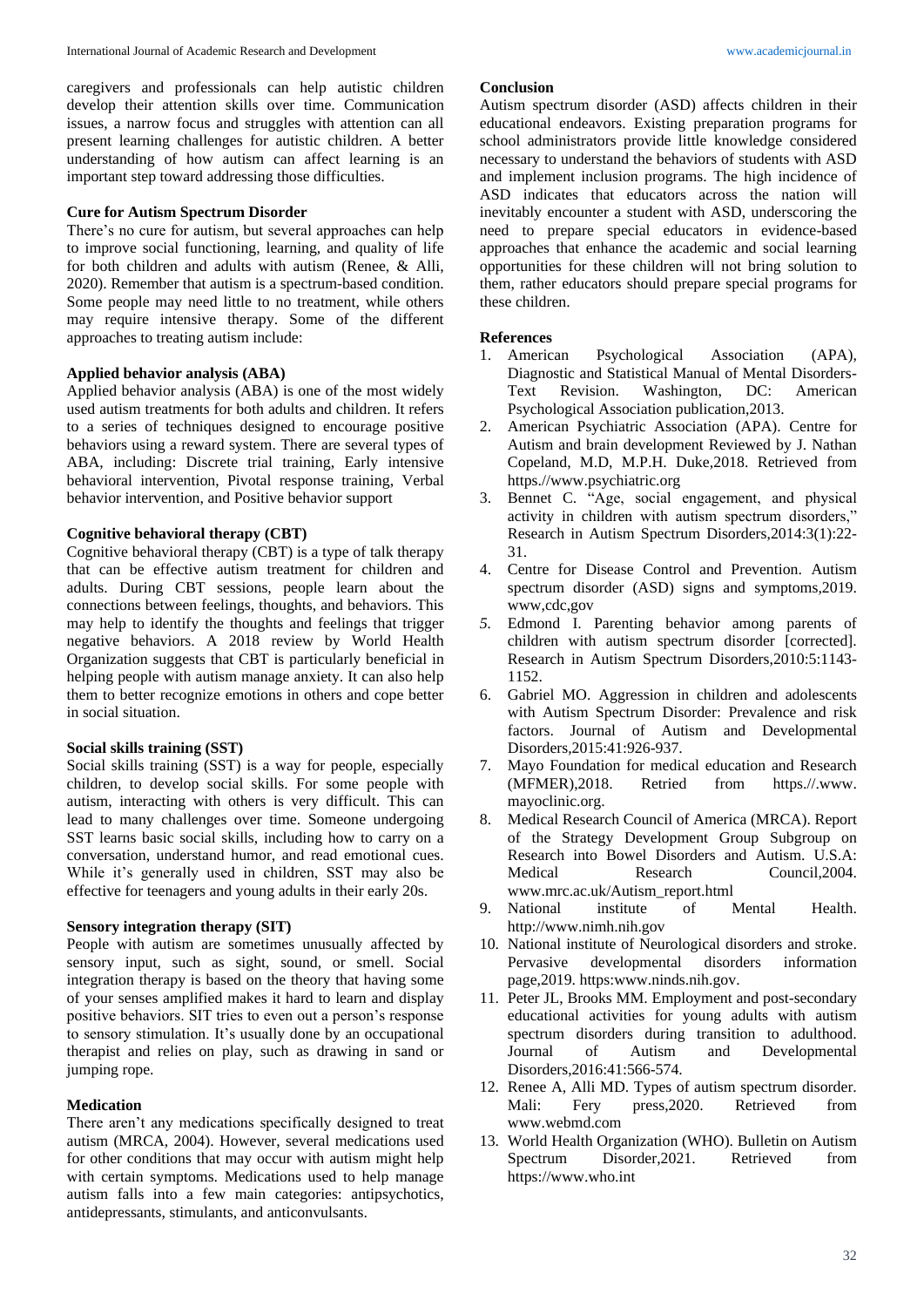caregivers and professionals can help autistic children develop their attention skills over time. Communication issues, a narrow focus and struggles with attention can all present learning challenges for autistic children. A better understanding of how autism can affect learning is an important step toward addressing those difficulties.

### Cure for Autism Spectrum Disorder

There's no cure for autism, but several approaches can help to improve social functioning, learning, and quality of life for both children and adults with autism (Renee, & Alli, 2020). Remember that autism is a spectrum-based condition. Some people may need little to no treatment, while others may require intensive therapy. Some of the different approaches to treating autism include:

### Applied behavior analysis (ABA)

Applied behavior analysis (ABA) is one of the most widely used autism treatments for both adults and children. It refers to a series of techniques designed to encourage positive behaviors using a reward system. There are several types of ABA, including: Discrete trial training, Early intensive behavioral intervention, Pivotal response training, Verbal behavior intervention, and Positive behavior support

### Cognitive behavioral therapy (CBT)

Cognitive behavioral therapy (CBT) is a type of talk therapy that can be effective autism treatment for children and adults. During CBT sessions, people learn about the connections between feelings, thoughts, and behaviors. This may help to identify the thoughts and feelings that trigger negative behaviors. A 2018 review by World Health Organization suggests that CBT is particularly beneficial in helping people with autism manage anxiety. It can also help them to better recognize emotions in others and cope better in social situation.

### Social skills training (SST)

Social skills training (SST) is a way for people, especially children, to develop social skills. For some people with autism, interacting with others is very difficult. This can lead to many challenges over time. Someone undergoing SST learns basic social skills, including how to carry on a conversation, understand humor, and read emotional cues. While it's generally used in children, SST may also be effective for teenagers and young adults in their early 20s.

### Sensory integration therapy (SIT)

People with autism are sometimes unusually affected by sensory input, such as sight, sound, or smell. Social integration therapy is based on the theory that having some of your senses amplified makes it hard to learn and display positive behaviors. SIT tries to even out a person's response to sensory stimulation. It's usually done by an occupational therapist and relies on play, such as drawing in sand or jumping rope.

### Medication

There aren't any medications specifically designed to treat autism (MRCA, 2004). However, several medications used for other conditions that may occur with autism might help with certain symptoms. Medications used to help manage autism falls into a few main categories: antipsychotics, antidepressants, stimulants, and anticonvulsants.

## Conclusion

Autism spectrum disorder (ASD) affects children in their educational endeavors. Existing preparation programs for school administrators provide little knowledge considered necessary to understand the behaviors of students with ASD and implement inclusion programs. The high incidence of ASD indicates that educators across the nation will inevitably encounter a student with ASD, underscoring the need to prepare special educators in evidence-based approaches that enhance the academic and social learning opportunities for these children will not bring solution to them, rather educators should prepare special programs for these children.

## References

1. American Psychological Association (APA), Diagnostic and Statistical Manual of Mental Disorders-Text Revision. Washington, DC: American Psychological Association publication,2013.
2. American Psychiatric Association (APA). Centre for Autism and brain development Reviewed by J. Nathan Copeland, M.D, M.P.H. Duke,2018. Retrieved from https.//www.psychiatric.org
3. Bennet C. "Age, social engagement, and physical activity in children with autism spectrum disorders," Research in Autism Spectrum Disorders,2014:3(1):22-31.
4. Centre for Disease Control and Prevention. Autism spectrum disorder (ASD) signs and symptoms,2019. www,cdc,gov
5. Edmond I. Parenting behavior among parents of children with autism spectrum disorder [corrected]. Research in Autism Spectrum Disorders,2010:5:1143-1152.
6. Gabriel MO. Aggression in children and adolescents with Autism Spectrum Disorder: Prevalence and risk factors. Journal of Autism and Developmental Disorders,2015:41:926-937.
7. Mayo Foundation for medical education and Research (MFMER),2018. Retried from https.//.www. mayoclinic.org.
8. Medical Research Council of America (MRCA). Report of the Strategy Development Group Subgroup on Research into Bowel Disorders and Autism. U.S.A: Medical Research Council,2004. www.mrc.ac.uk/Autism_report.html
9. National institute of Mental Health. http://www.nimh.nih.gov
10. National institute of Neurological disorders and stroke. Pervasive developmental disorders information page,2019. https:www.ninds.nih.gov.
11. Peter JL, Brooks MM. Employment and post-secondary educational activities for young adults with autism spectrum disorders during transition to adulthood. Journal of Autism and Developmental Disorders,2016:41:566-574.
12. Renee A, Alli MD. Types of autism spectrum disorder. Mali: Fery press,2020. Retrieved from www.webmd.com
13. World Health Organization (WHO). Bulletin on Autism Spectrum Disorder,2021. Retrieved from https://www.who.int